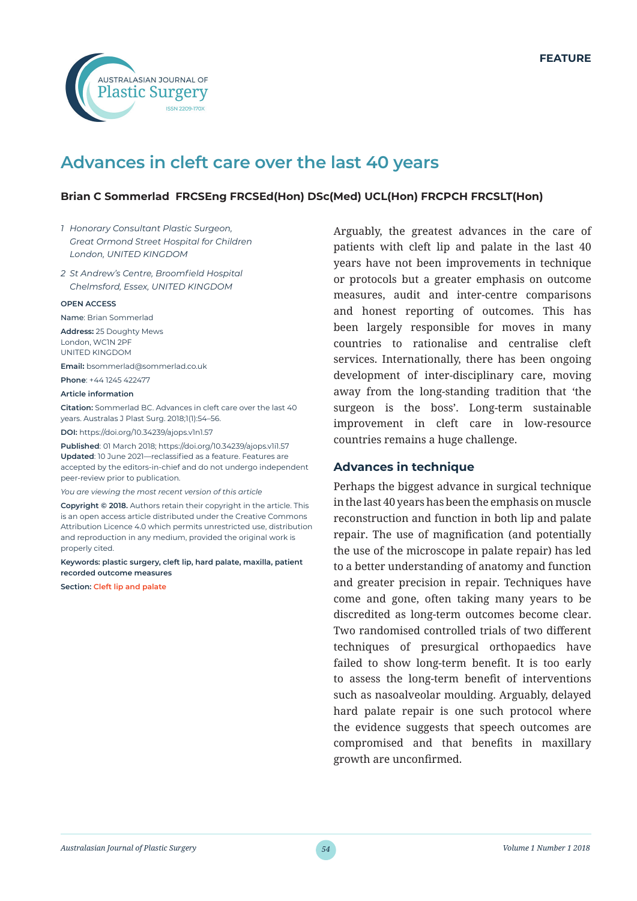FEATURE

# Advances in cleft care over the last 40 years

**Brian C Sommerlad FRCSEng FRCSEd(Hon) DSc(Med) UCL(Hon) FRCPCH FRCSLT(Hon)**

*1 Honorary Consultant Plastic Surgeon, Great Ormond Street Hospital for Children London, UNITED KINGDOM*

*2 St Andrew's Centre, Broomfield Hospital Chelmsford, Essex, UNITED KINGDOM*

**OPEN ACCESS**

**Name**: Brian Sommerlad

**Address:** 25 Doughty Mews
London, WC1N 2PF
UNITED KINGDOM

**Email:** bsommerlad@sommerlad.co.uk

**Phone**: +44 1245 422477

**Article information**

**Citation:** Sommerlad BC. Advances in cleft care over the last 40 years. Australas J Plast Surg. 2018;1(1):54–56.

**DOI:** https://doi.org/10.34239/ajops.v1n1.57

**Published**: 01 March 2018; https://doi.org/10.34239/ajops.v1i1.57
**Updated**: 10 June 2021—reclassified as a feature. Features are accepted by the editors-in-chief and do not undergo independent peer-review prior to publication.

*You are viewing the most recent version of this article*

**Copyright © 2018.** Authors retain their copyright in the article. This is an open access article distributed under the Creative Commons Attribution Licence 4.0 which permits unrestricted use, distribution and reproduction in any medium, provided the original work is properly cited.

**Keywords: plastic surgery, cleft lip, hard palate, maxilla, patient recorded outcome measures**

**Section:** Cleft lip and palate

Arguably, the greatest advances in the care of patients with cleft lip and palate in the last 40 years have not been improvements in technique or protocols but a greater emphasis on outcome measures, audit and inter-centre comparisons and honest reporting of outcomes. This has been largely responsible for moves in many countries to rationalise and centralise cleft services. Internationally, there has been ongoing development of inter-disciplinary care, moving away from the long-standing tradition that 'the surgeon is the boss'. Long-term sustainable improvement in cleft care in low-resource countries remains a huge challenge.

## Advances in technique

Perhaps the biggest advance in surgical technique in the last 40 years has been the emphasis on muscle reconstruction and function in both lip and palate repair. The use of magnification (and potentially the use of the microscope in palate repair) has led to a better understanding of anatomy and function and greater precision in repair. Techniques have come and gone, often taking many years to be discredited as long-term outcomes become clear. Two randomised controlled trials of two different techniques of presurgical orthopaedics have failed to show long-term benefit. It is too early to assess the long-term benefit of interventions such as nasoalveolar moulding. Arguably, delayed hard palate repair is one such protocol where the evidence suggests that speech outcomes are compromised and that benefits in maxillary growth are unconfirmed.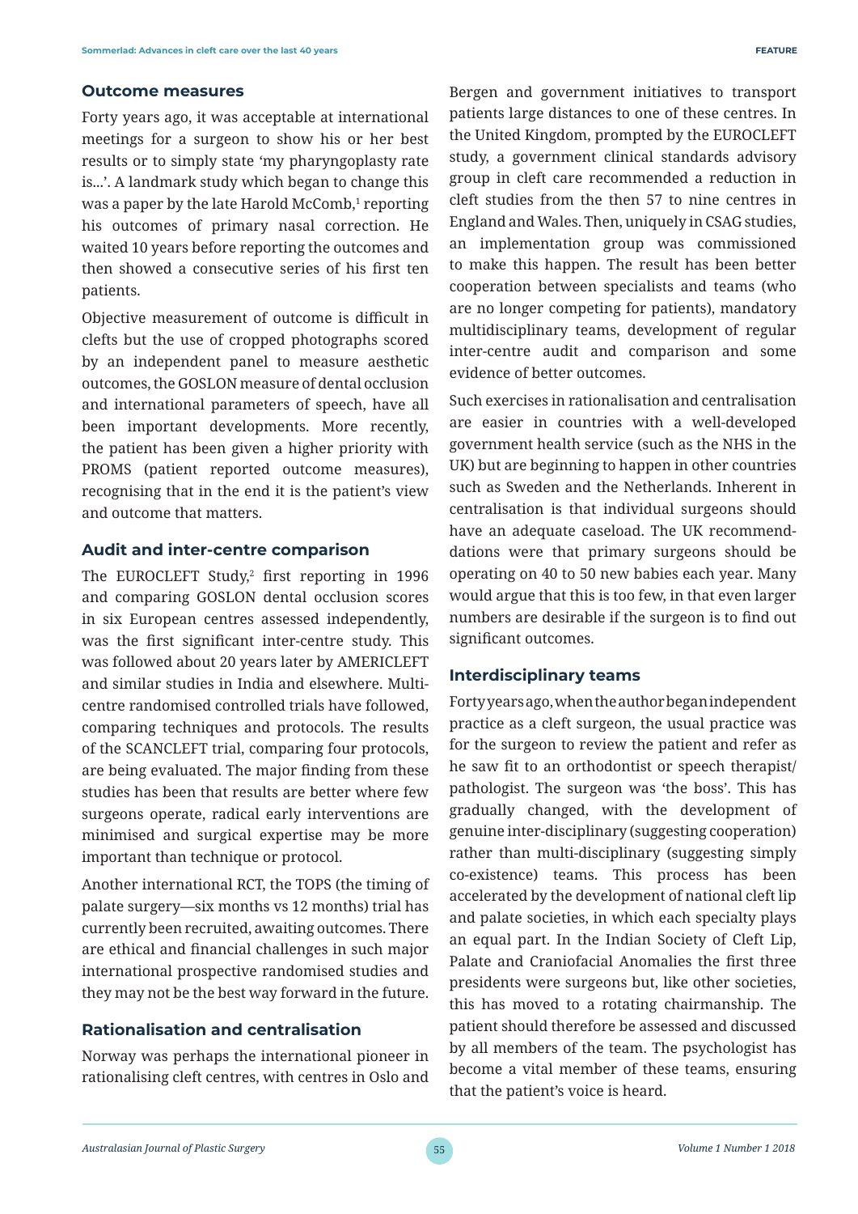### Outcome measures

Forty years ago, it was acceptable at international meetings for a surgeon to show his or her best results or to simply state 'my pharyngoplasty rate is...'. A landmark study which began to change this was a paper by the late Harold McComb,[1] reporting his outcomes of primary nasal correction. He waited 10 years before reporting the outcomes and then showed a consecutive series of his first ten patients.

Objective measurement of outcome is difficult in clefts but the use of cropped photographs scored by an independent panel to measure aesthetic outcomes, the GOSLON measure of dental occlusion and international parameters of speech, have all been important developments. More recently, the patient has been given a higher priority with PROMS (patient reported outcome measures), recognising that in the end it is the patient's view and outcome that matters.

### Audit and inter-centre comparison

The EUROCLEFT Study,[2] first reporting in 1996 and comparing GOSLON dental occlusion scores in six European centres assessed independently, was the first significant inter-centre study. This was followed about 20 years later by AMERICLEFT and similar studies in India and elsewhere. Multi-centre randomised controlled trials have followed, comparing techniques and protocols. The results of the SCANCLEFT trial, comparing four protocols, are being evaluated. The major finding from these studies has been that results are better where few surgeons operate, radical early interventions are minimised and surgical expertise may be more important than technique or protocol.

Another international RCT, the TOPS (the timing of palate surgery—six months vs 12 months) trial has currently been recruited, awaiting outcomes. There are ethical and financial challenges in such major international prospective randomised studies and they may not be the best way forward in the future.

### Rationalisation and centralisation

Norway was perhaps the international pioneer in rationalising cleft centres, with centres in Oslo and Bergen and government initiatives to transport patients large distances to one of these centres. In the United Kingdom, prompted by the EUROCLEFT study, a government clinical standards advisory group in cleft care recommended a reduction in cleft studies from the then 57 to nine centres in England and Wales. Then, uniquely in CSAG studies, an implementation group was commissioned to make this happen. The result has been better cooperation between specialists and teams (who are no longer competing for patients), mandatory multidisciplinary teams, development of regular inter-centre audit and comparison and some evidence of better outcomes.

Such exercises in rationalisation and centralisation are easier in countries with a well-developed government health service (such as the NHS in the UK) but are beginning to happen in other countries such as Sweden and the Netherlands. Inherent in centralisation is that individual surgeons should have an adequate caseload. The UK recommendations were that primary surgeons should be operating on 40 to 50 new babies each year. Many would argue that this is too few, in that even larger numbers are desirable if the surgeon is to find out significant outcomes.

### Interdisciplinary teams

Forty years ago, when the author began independent practice as a cleft surgeon, the usual practice was for the surgeon to review the patient and refer as he saw fit to an orthodontist or speech therapist/pathologist. The surgeon was 'the boss'. This has gradually changed, with the development of genuine inter-disciplinary (suggesting cooperation) rather than multi-disciplinary (suggesting simply co-existence) teams. This process has been accelerated by the development of national cleft lip and palate societies, in which each specialty plays an equal part. In the Indian Society of Cleft Lip, Palate and Craniofacial Anomalies the first three presidents were surgeons but, like other societies, this has moved to a rotating chairmanship. The patient should therefore be assessed and discussed by all members of the team. The psychologist has become a vital member of these teams, ensuring that the patient's voice is heard.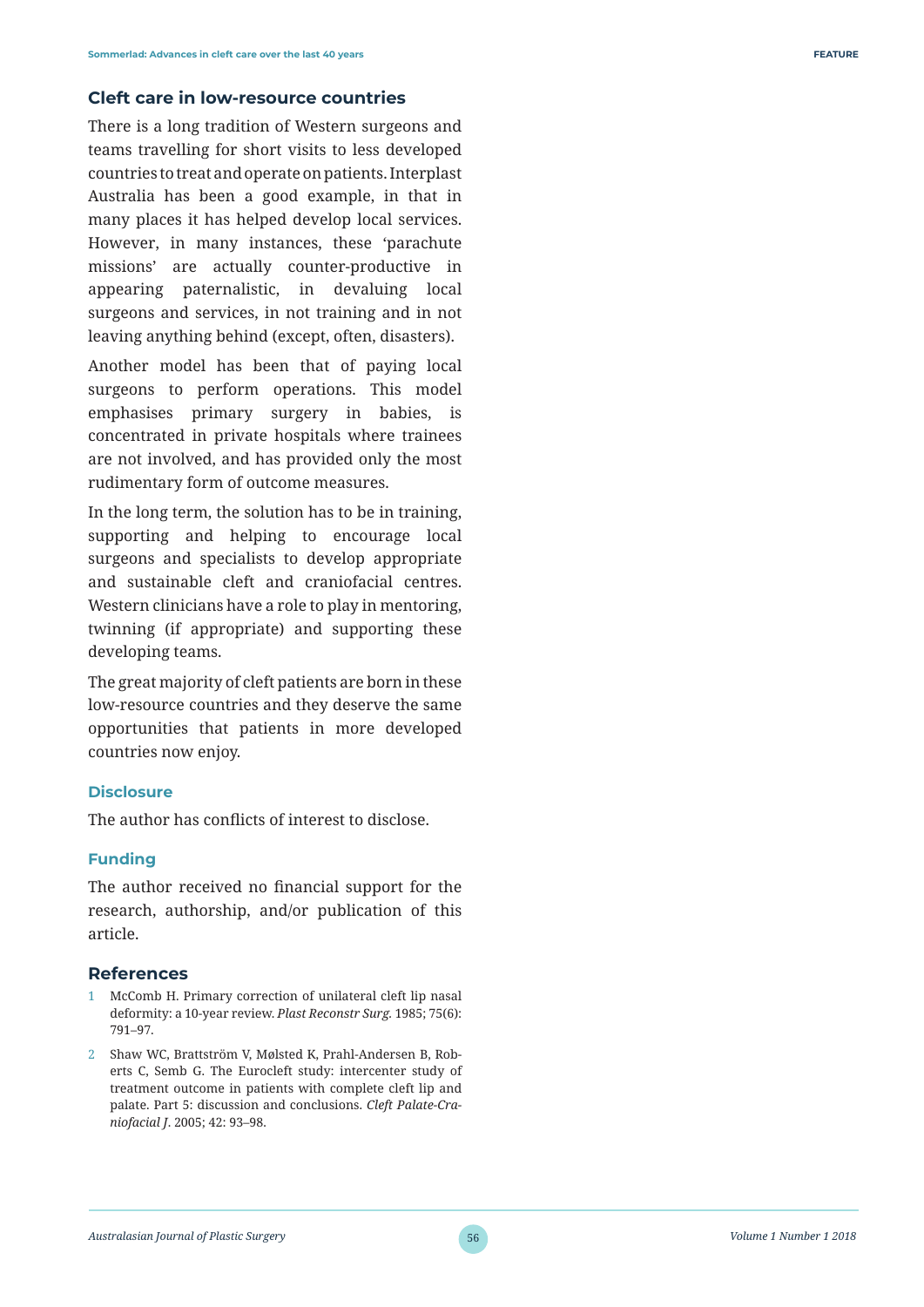## Cleft care in low-resource countries

There is a long tradition of Western surgeons and teams travelling for short visits to less developed countries to treat and operate on patients. Interplast Australia has been a good example, in that in many places it has helped develop local services. However, in many instances, these 'parachute missions' are actually counter-productive in appearing paternalistic, in devaluing local surgeons and services, in not training and in not leaving anything behind (except, often, disasters).

Another model has been that of paying local surgeons to perform operations. This model emphasises primary surgery in babies, is concentrated in private hospitals where trainees are not involved, and has provided only the most rudimentary form of outcome measures.

In the long term, the solution has to be in training, supporting and helping to encourage local surgeons and specialists to develop appropriate and sustainable cleft and craniofacial centres. Western clinicians have a role to play in mentoring, twinning (if appropriate) and supporting these developing teams.

The great majority of cleft patients are born in these low-resource countries and they deserve the same opportunities that patients in more developed countries now enjoy.

### Disclosure

The author has conflicts of interest to disclose.

### Funding

The author received no financial support for the research, authorship, and/or publication of this article.

## References

1. McComb H. Primary correction of unilateral cleft lip nasal deformity: a 10-year review. *Plast Reconstr Surg.* 1985; 75(6): 791–97.
2. Shaw WC, Brattström V, Mølsted K, Prahl-Andersen B, Roberts C, Semb G. The Eurocleft study: intercenter study of treatment outcome in patients with complete cleft lip and palate. Part 5: discussion and conclusions. *Cleft Palate-Craniofacial J*. 2005; 42: 93–98.